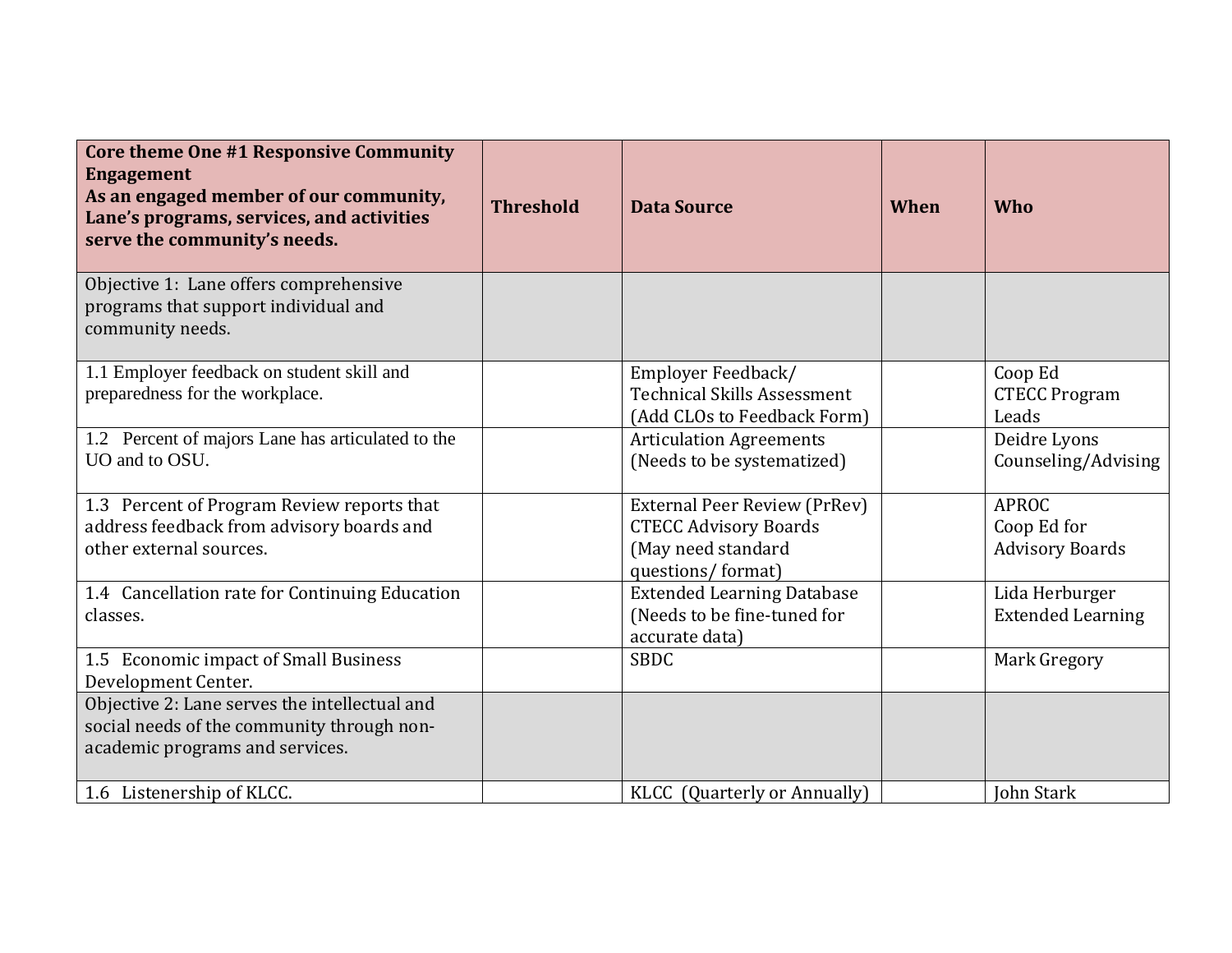| **Core theme One #1 Responsive Community Engagement**<br>**As an engaged member of our community, Lane's programs, services, and activities serve the community's needs.** | **Threshold** | **Data Source** | **When** | **Who** |
|---|---|---|---|---|
| Objective 1: Lane offers comprehensive programs that support individual and community needs. | | | | |
| 1.1 Employer feedback on student skill and preparedness for the workplace. | | Employer Feedback/<br>Technical Skills Assessment (Add CLOs to Feedback Form) | | Coop Ed<br>CTECC Program Leads |
| 1.2 Percent of majors Lane has articulated to the UO and to OSU. | | Articulation Agreements (Needs to be systematized) | | Deidre Lyons<br>Counseling/Advising |
| 1.3 Percent of Program Review reports that address feedback from advisory boards and other external sources. | | External Peer Review (PrRev)<br>CTECC Advisory Boards (May need standard questions/ format) | | APROC<br>Coop Ed for Advisory Boards |
| 1.4 Cancellation rate for Continuing Education classes. | | Extended Learning Database (Needs to be fine-tuned for accurate data) | | Lida Herburger<br>Extended Learning |
| 1.5 Economic impact of Small Business Development Center. | | SBDC | | Mark Gregory |
| Objective 2: Lane serves the intellectual and social needs of the community through non-academic programs and services. | | | | |
| 1.6 Listenership of KLCC. | | KLCC (Quarterly or Annually) | | John Stark |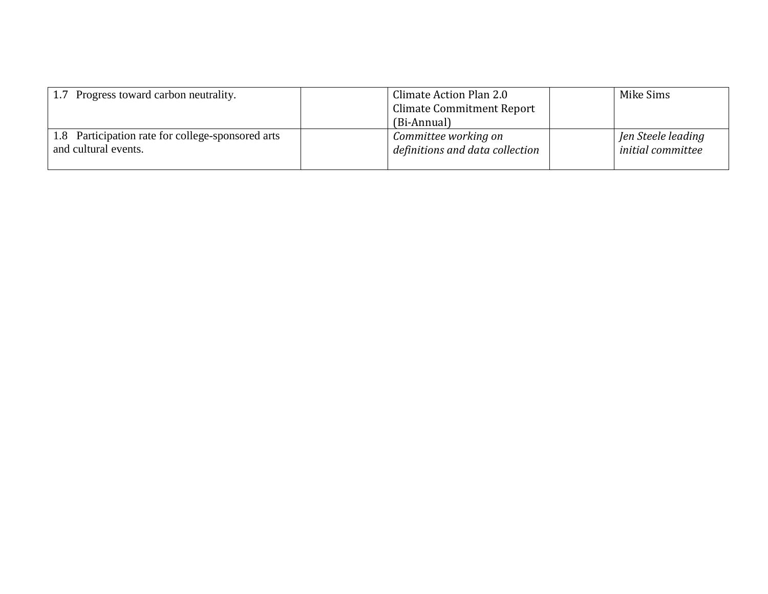| | | | | |
|---|---|---|---|---|
| 1.7 Progress toward carbon neutrality. | | Climate Action Plan 2.0 Climate Commitment Report (Bi-Annual) | | Mike Sims |
| 1.8 Participation rate for college-sponsored arts and cultural events. | | *Committee working on definitions and data collection* | | *Jen Steele leading initial committee* |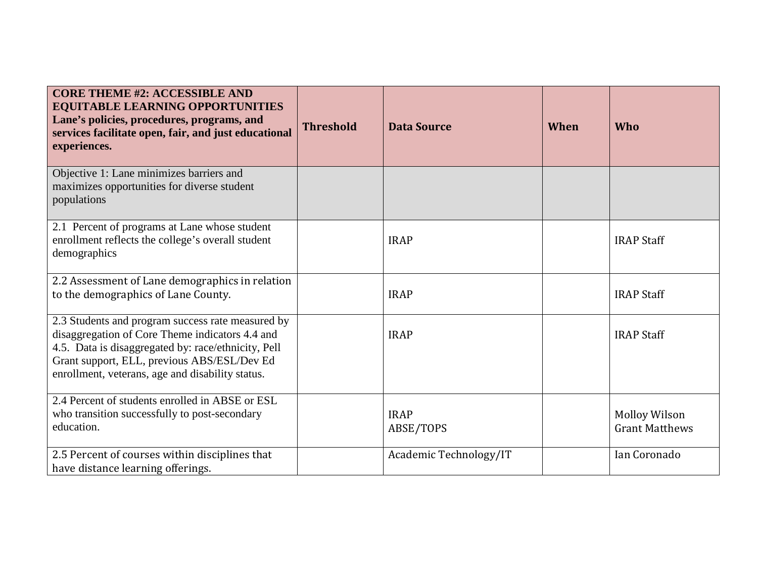| **CORE THEME #2: ACCESSIBLE AND EQUITABLE LEARNING OPPORTUNITIES** **Lane's policies, procedures, programs, and services facilitate open, fair, and just educational experiences.** | **Threshold** | **Data Source** | **When** | **Who** |
|---|---|---|---|---|
| Objective 1: Lane minimizes barriers and maximizes opportunities for diverse student populations | | | | |
| 2.1 Percent of programs at Lane whose student enrollment reflects the college's overall student demographics | | IRAP | | IRAP Staff |
| 2.2 Assessment of Lane demographics in relation to the demographics of Lane County. | | IRAP | | IRAP Staff |
| 2.3 Students and program success rate measured by disaggregation of Core Theme indicators 4.4 and 4.5. Data is disaggregated by: race/ethnicity, Pell Grant support, ELL, previous ABS/ESL/Dev Ed enrollment, veterans, age and disability status. | | IRAP | | IRAP Staff |
| 2.4 Percent of students enrolled in ABSE or ESL who transition successfully to post-secondary education. | | IRAP<br>ABSE/TOPS | | Molloy Wilson<br>Grant Matthews |
| 2.5 Percent of courses within disciplines that have distance learning offerings. | | Academic Technology/IT | | Ian Coronado |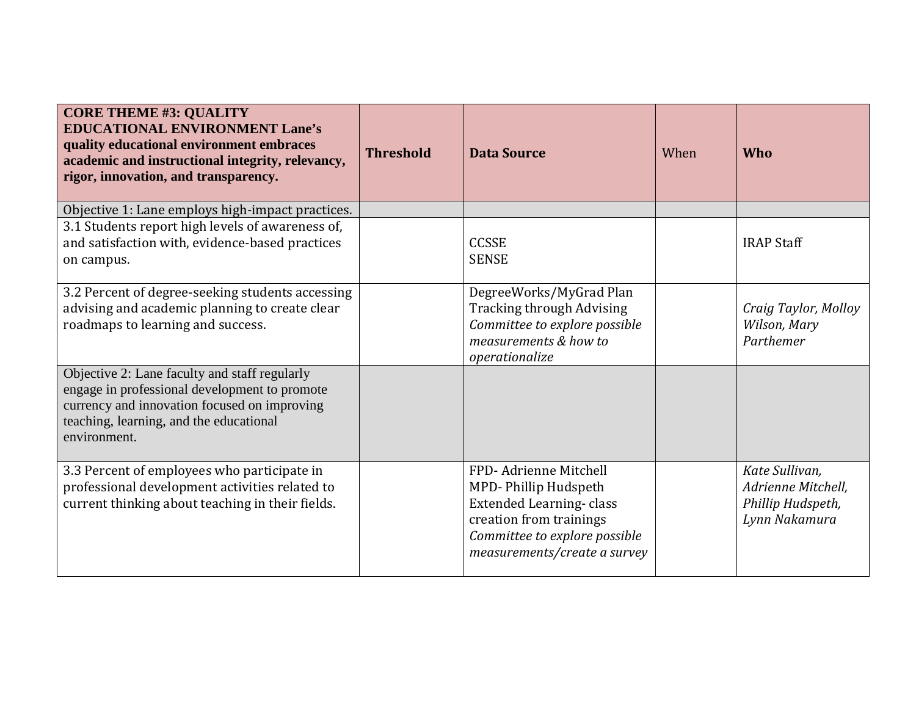| **CORE THEME #3: QUALITY EDUCATIONAL ENVIRONMENT Lane's quality educational environment embraces academic and instructional integrity, relevancy, rigor, innovation, and transparency.** | **Threshold** | **Data Source** | When | **Who** |
|---|---|---|---|---|
| Objective 1: Lane employs high-impact practices. | | | | |
| 3.1 Students report high levels of awareness of, and satisfaction with, evidence-based practices on campus. | | CCSSE<br>SENSE | | IRAP Staff |
| 3.2 Percent of degree-seeking students accessing advising and academic planning to create clear roadmaps to learning and success. | | DegreeWorks/MyGrad Plan Tracking through Advising<br>*Committee to explore possible measurements & how to operationalize* | | *Craig Taylor, Molloy Wilson, Mary Parthemer* |
| Objective 2: Lane faculty and staff regularly engage in professional development to promote currency and innovation focused on improving teaching, learning, and the educational environment. | | | | |
| 3.3 Percent of employees who participate in professional development activities related to current thinking about teaching in their fields. | | FPD- Adrienne Mitchell<br>MPD- Phillip Hudspeth<br>Extended Learning- class creation from trainings<br>*Committee to explore possible measurements/create a survey* | | *Kate Sullivan, Adrienne Mitchell, Phillip Hudspeth, Lynn Nakamura* |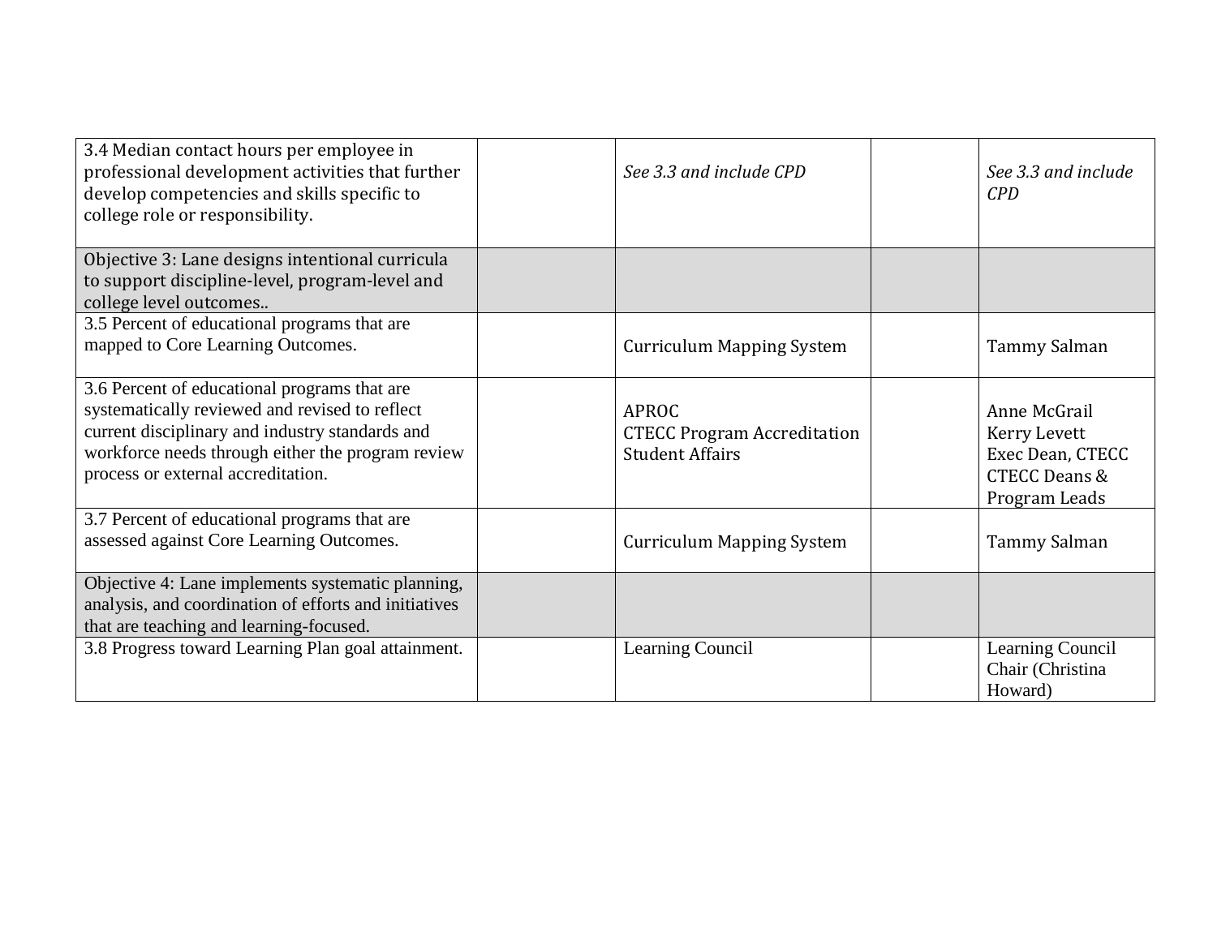| | | | | |
|---|---|---|---|---|
| 3.4 Median contact hours per employee in professional development activities that further develop competencies and skills specific to college role or responsibility. | | *See 3.3 and include CPD* | | *See 3.3 and include CPD* |
| Objective 3: Lane designs intentional curricula to support discipline-level, program-level and college level outcomes.. | | | | |
| 3.5 Percent of educational programs that are mapped to Core Learning Outcomes. | | Curriculum Mapping System | | Tammy Salman |
| 3.6 Percent of educational programs that are systematically reviewed and revised to reflect current disciplinary and industry standards and workforce needs through either the program review process or external accreditation. | | APROC<br>CTECC Program Accreditation<br>Student Affairs | | Anne McGrail<br>Kerry Levett<br>Exec Dean, CTECC<br>CTECC Deans & Program Leads |
| 3.7 Percent of educational programs that are assessed against Core Learning Outcomes. | | Curriculum Mapping System | | Tammy Salman |
| Objective 4: Lane implements systematic planning, analysis, and coordination of efforts and initiatives that are teaching and learning-focused. | | | | |
| 3.8 Progress toward Learning Plan goal attainment. | | Learning Council | | Learning Council Chair (Christina Howard) |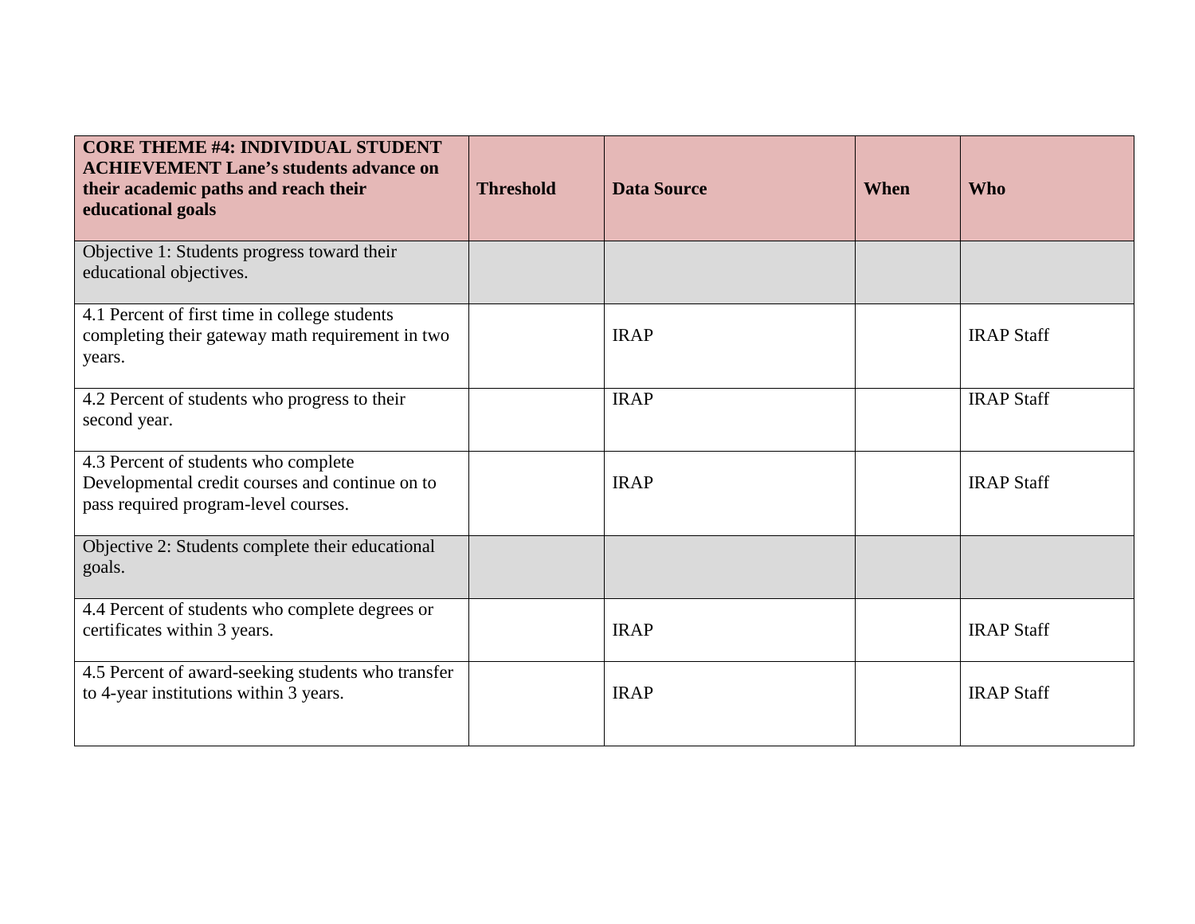| **CORE THEME #4: INDIVIDUAL STUDENT ACHIEVEMENT Lane's students advance on their academic paths and reach their educational goals** | **Threshold** | **Data Source** | **When** | **Who** |
|---|---|---|---|---|
| Objective 1: Students progress toward their educational objectives. | | | | |
| 4.1 Percent of first time in college students completing their gateway math requirement in two years. | | IRAP | | IRAP Staff |
| 4.2 Percent of students who progress to their second year. | | IRAP | | IRAP Staff |
| 4.3 Percent of students who complete Developmental credit courses and continue on to pass required program-level courses. | | IRAP | | IRAP Staff |
| Objective 2: Students complete their educational goals. | | | | |
| 4.4 Percent of students who complete degrees or certificates within 3 years. | | IRAP | | IRAP Staff |
| 4.5 Percent of award-seeking students who transfer to 4-year institutions within 3 years. | | IRAP | | IRAP Staff |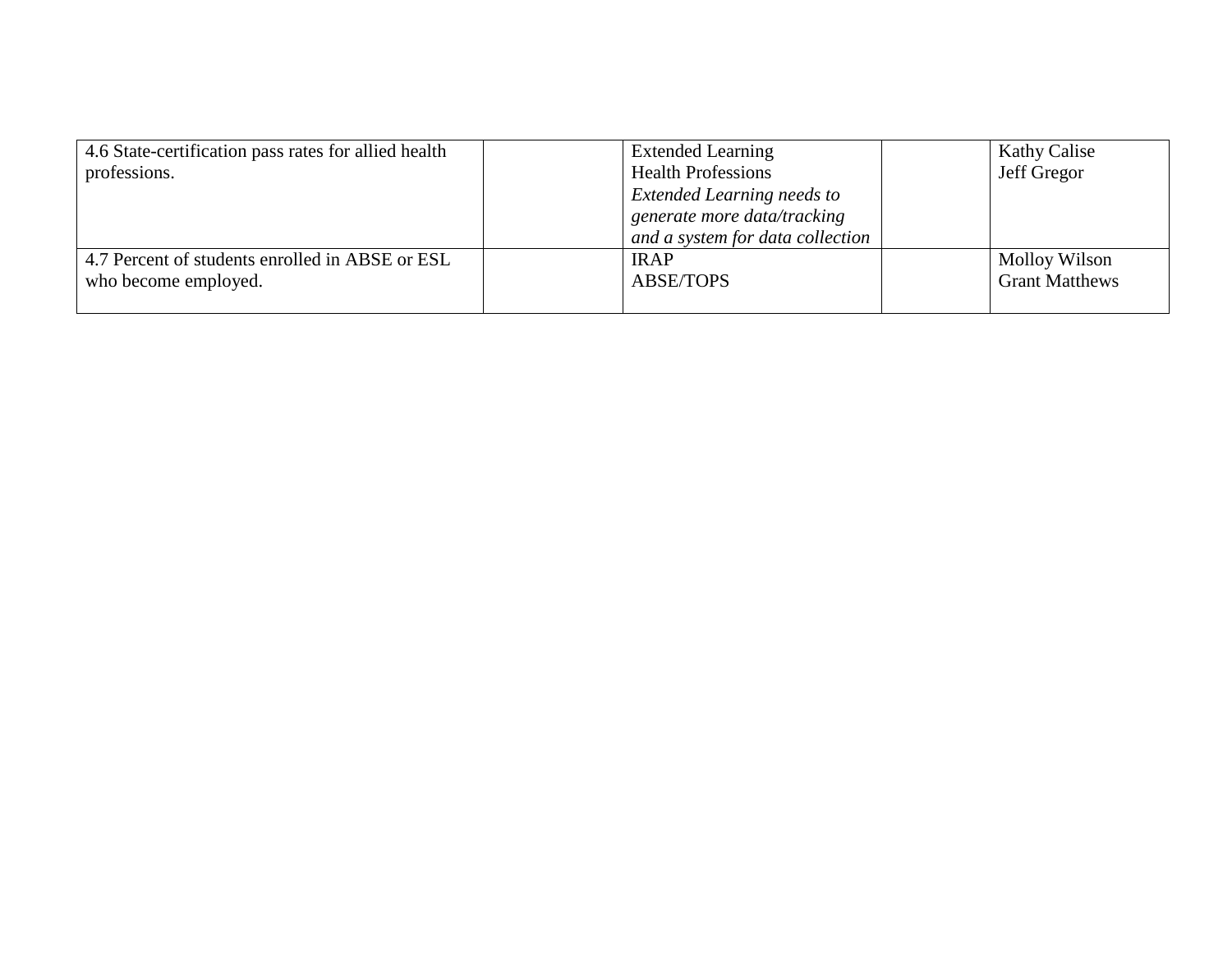| | | | | |
|---|---|---|---|---|
| 4.6 State-certification pass rates for allied health professions. | | Extended Learning<br>Health Professions<br>*Extended Learning needs to generate more data/tracking and a system for data collection* | | Kathy Calise<br>Jeff Gregor |
| 4.7 Percent of students enrolled in ABSE or ESL who become employed. | | IRAP<br>ABSE/TOPS | | Molloy Wilson<br>Grant Matthews |